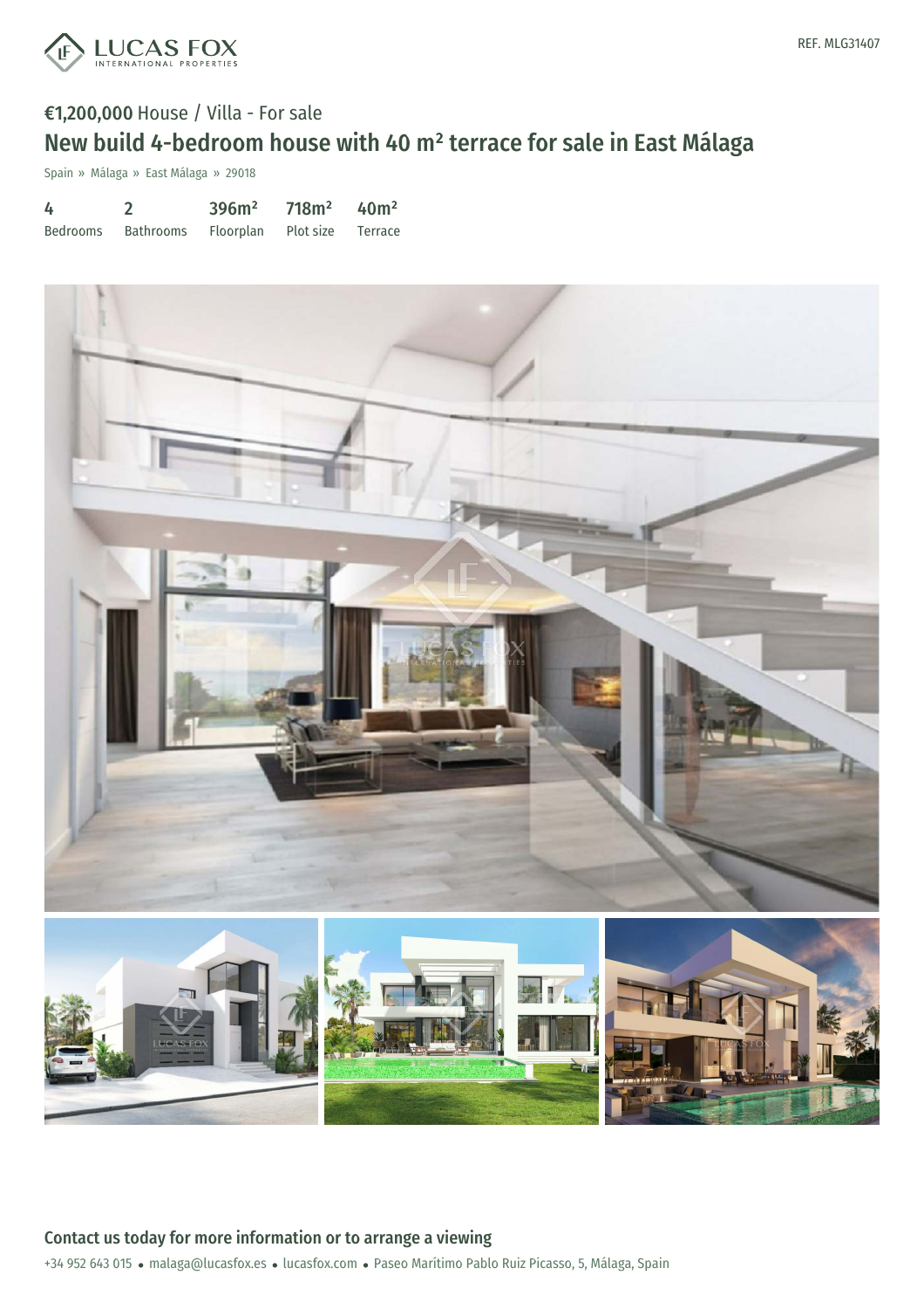REF. MLG31407

**€1,200,000** House / Villa - For sale

# New build 4-bedroom house with 40 m² terrace for sale in East Málaga

Spain » Málaga » East Málaga » 29018

| 4 | 2 | 396m² | 718m² | 40m² |
|---|---|---|---|---|
| Bedrooms | Bathrooms | Floorplan | Plot size | Terrace |

## Contact us today for more information or to arrange a viewing

+34 952 643 015 • malaga@lucasfox.es • lucasfox.com • Paseo Marítimo Pablo Ruiz Picasso, 5, Málaga, Spain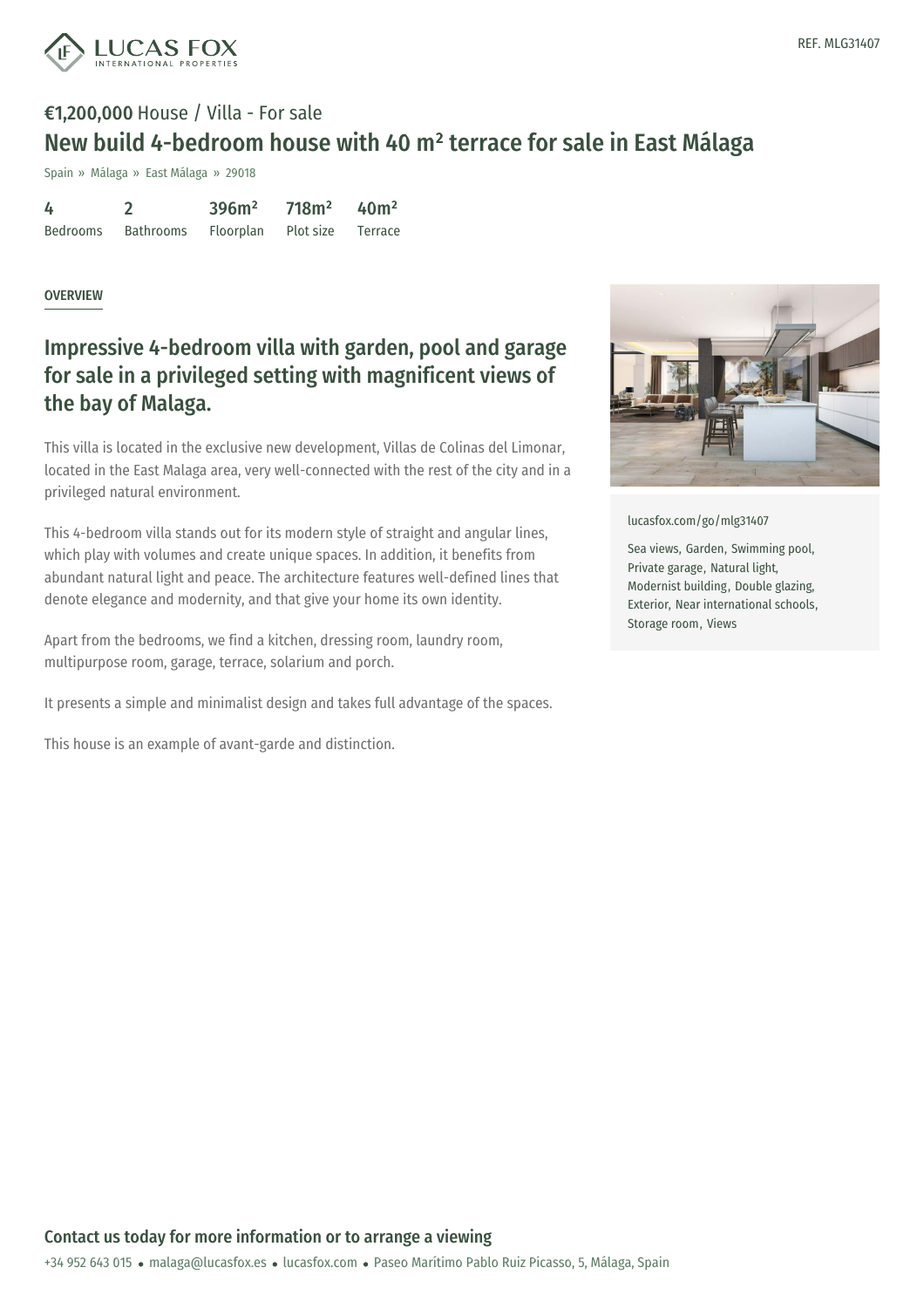REF. MLG31407

**€1,200,000** House / Villa - For sale

# New build 4-bedroom house with 40 m² terrace for sale in East Málaga

Spain » Málaga » East Málaga » 29018

| 4 | 2 | 396m² | 718m² | 40m² |
|---|---|---|---|---|
| Bedrooms | Bathrooms | Floorplan | Plot size | Terrace |

OVERVIEW

## Impressive 4-bedroom villa with garden, pool and garage for sale in a privileged setting with magnificent views of the bay of Malaga.

This villa is located in the exclusive new development, Villas de Colinas del Limonar, located in the East Malaga area, very well-connected with the rest of the city and in a privileged natural environment.

This 4-bedroom villa stands out for its modern style of straight and angular lines, which play with volumes and create unique spaces. In addition, it benefits from abundant natural light and peace. The architecture features well-defined lines that denote elegance and modernity, and that give your home its own identity.

Apart from the bedrooms, we find a kitchen, dressing room, laundry room, multipurpose room, garage, terrace, solarium and porch.

It presents a simple and minimalist design and takes full advantage of the spaces.

This house is an example of avant-garde and distinction.

lucasfox.com/go/mlg31407

Sea views, Garden, Swimming pool, Private garage, Natural light, Modernist building, Double glazing, Exterior, Near international schools, Storage room, Views

**Contact us today for more information or to arrange a viewing**

+34 952 643 015 • malaga@lucasfox.es • lucasfox.com • Paseo Marítimo Pablo Ruiz Picasso, 5, Málaga, Spain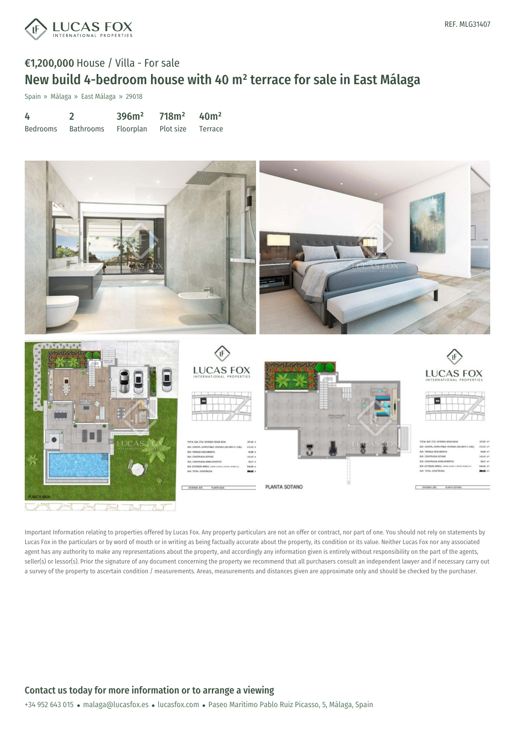REF. MLG31407

€1,200,000 House / Villa - For sale

# New build 4-bedroom house with 40 m² terrace for sale in East Málaga

Spain » Málaga » East Málaga » 29018

| 4 | 2 | 396m² | 718m² | 40m² |
|---|---|---|---|---|
| Bedrooms | Bathrooms | Floorplan | Plot size | Terrace |

Important Information relating to properties offered by Lucas Fox. Any property particulars are not an offer or contract, nor part of one. You should not rely on statements by Lucas Fox in the particulars or by word of mouth or in writing as being factually accurate about the property, its condition or its value. Neither Lucas Fox nor any associated agent has any authority to make any representations about the property, and accordingly any information given is entirely without responsibility on the part of the agents, seller(s) or lessor(s). Prior the signature of any document concerning the property we recommend that all purchasers consult an independent lawyer and if necessary carry out a survey of the property to ascertain condition / measurements. Areas, measurements and distances given are approximate only and should be checked by the purchaser.

## Contact us today for more information or to arrange a viewing

+34 952 643 015 • malaga@lucasfox.es • lucasfox.com • Paseo Marítimo Pablo Ruiz Picasso, 5, Málaga, Spain